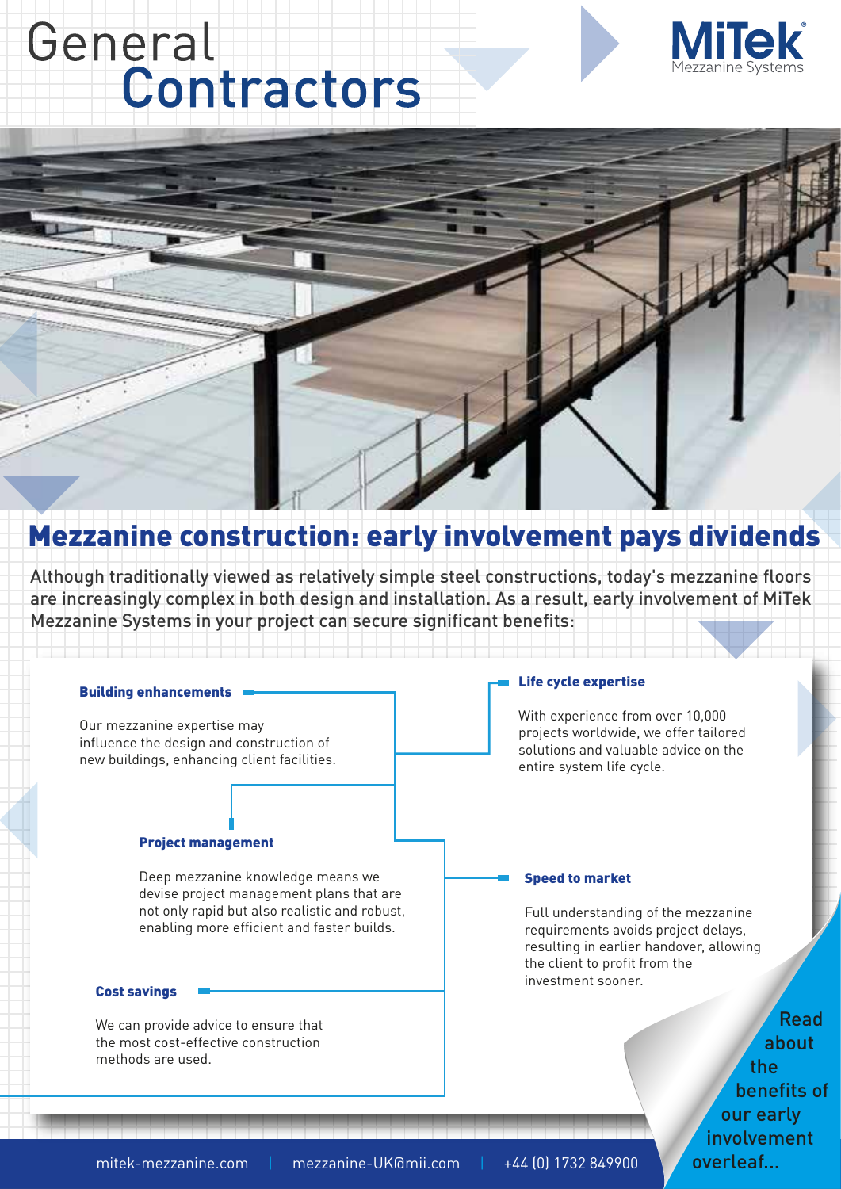# General Contractors

MiTek Mezzanine Systems

## Mezzanine construction: early involvement pays dividends

Although traditionally viewed as relatively simple steel constructions, today's mezzanine floors are increasingly complex in both design and installation. As a result, early involvement of MiTek Mezzanine Systems in your project can secure significant benefits:

### Building enhancements

Our mezzanine expertise may influence the design and construction of new buildings, enhancing client facilities.

### Project management

Deep mezzanine knowledge means we devise project management plans that are not only rapid but also realistic and robust, enabling more efficient and faster builds.

### Cost savings

We can provide advice to ensure that the most cost-effective construction methods are used.

### Life cycle expertise

With experience from over 10,000 projects worldwide, we offer tailored solutions and valuable advice on the entire system life cycle.

### Speed to market

Full understanding of the mezzanine requirements avoids project delays, resulting in earlier handover, allowing the client to profit from the investment sooner.

Read about the benefits of our early involvement overleaf...

mitek-mezzanine.com | mezzanine-UK@mii.com | +44 (0) 1732 849900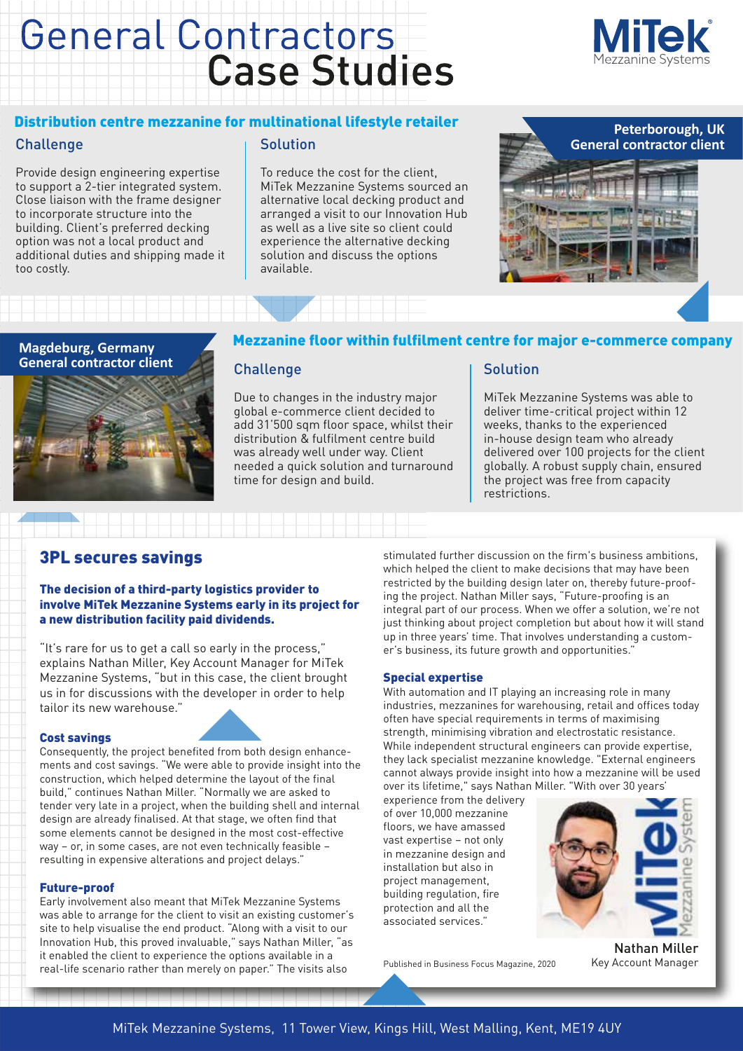# General Contractors Case Studies

MiTek Mezzanine Systems

## Distribution centre mezzanine for multinational lifestyle retailer

**Peterborough, UK**
**General contractor client**

### Challenge

Provide design engineering expertise to support a 2-tier integrated system. Close liaison with the frame designer to incorporate structure into the building. Client's preferred decking option was not a local product and additional duties and shipping made it too costly.

### Solution

To reduce the cost for the client, MiTek Mezzanine Systems sourced an alternative local decking product and arranged a visit to our Innovation Hub as well as a live site so client could experience the alternative decking solution and discuss the options available.

## Mezzanine floor within fulfilment centre for major e-commerce company

**Magdeburg, Germany**
**General contractor client**

### Challenge

Due to changes in the industry major global e-commerce client decided to add 31'500 sqm floor space, whilst their distribution & fulfilment centre build was already well under way. Client needed a quick solution and turnaround time for design and build.

### Solution

MiTek Mezzanine Systems was able to deliver time-critical project within 12 weeks, thanks to the experienced in-house design team who already delivered over 100 projects for the client globally. A robust supply chain, ensured the project was free from capacity restrictions.

## 3PL secures savings

**The decision of a third-party logistics provider to involve MiTek Mezzanine Systems early in its project for a new distribution facility paid dividends.**

"It's rare for us to get a call so early in the process," explains Nathan Miller, Key Account Manager for MiTek Mezzanine Systems, "but in this case, the client brought us in for discussions with the developer in order to help tailor its new warehouse."

### Cost savings

Consequently, the project benefited from both design enhancements and cost savings. "We were able to provide insight into the construction, which helped determine the layout of the final build," continues Nathan Miller. "Normally we are asked to tender very late in a project, when the building shell and internal design are already finalised. At that stage, we often find that some elements cannot be designed in the most cost-effective way – or, in some cases, are not even technically feasible – resulting in expensive alterations and project delays."

### Future-proof

Early involvement also meant that MiTek Mezzanine Systems was able to arrange for the client to visit an existing customer's site to help visualise the end product. "Along with a visit to our Innovation Hub, this proved invaluable," says Nathan Miller, "as it enabled the client to experience the options available in a real-life scenario rather than merely on paper." The visits also stimulated further discussion on the firm's business ambitions, which helped the client to make decisions that may have been restricted by the building design later on, thereby future-proofing the project. Nathan Miller says, "Future-proofing is an integral part of our process. When we offer a solution, we're not just thinking about project completion but about how it will stand up in three years' time. That involves understanding a customer's business, its future growth and opportunities."

### Special expertise

With automation and IT playing an increasing role in many industries, mezzanines for warehousing, retail and offices today often have special requirements in terms of maximising strength, minimising vibration and electrostatic resistance. While independent structural engineers can provide expertise, they lack specialist mezzanine knowledge. "External engineers cannot always provide insight into how a mezzanine will be used over its lifetime," says Nathan Miller. "With over 30 years' experience from the delivery of over 10,000 mezzanine floors, we have amassed vast expertise – not only in mezzanine design and installation but also in project management, building regulation, fire protection and all the associated services."

Nathan Miller
Key Account Manager

Published in Business Focus Magazine, 2020

MiTek Mezzanine Systems, 11 Tower View, Kings Hill, West Malling, Kent, ME19 4UY